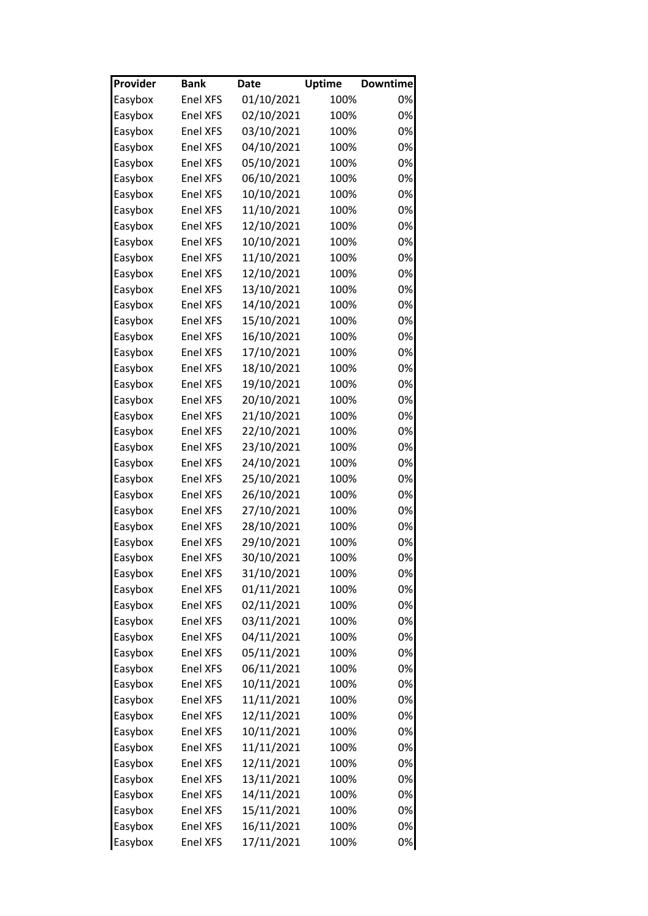| Provider | Bank | Date | Uptime | Downtime |
|---|---|---|---|---|
| Easybox | Enel XFS | 01/10/2021 | 100% | 0% |
| Easybox | Enel XFS | 02/10/2021 | 100% | 0% |
| Easybox | Enel XFS | 03/10/2021 | 100% | 0% |
| Easybox | Enel XFS | 04/10/2021 | 100% | 0% |
| Easybox | Enel XFS | 05/10/2021 | 100% | 0% |
| Easybox | Enel XFS | 06/10/2021 | 100% | 0% |
| Easybox | Enel XFS | 10/10/2021 | 100% | 0% |
| Easybox | Enel XFS | 11/10/2021 | 100% | 0% |
| Easybox | Enel XFS | 12/10/2021 | 100% | 0% |
| Easybox | Enel XFS | 10/10/2021 | 100% | 0% |
| Easybox | Enel XFS | 11/10/2021 | 100% | 0% |
| Easybox | Enel XFS | 12/10/2021 | 100% | 0% |
| Easybox | Enel XFS | 13/10/2021 | 100% | 0% |
| Easybox | Enel XFS | 14/10/2021 | 100% | 0% |
| Easybox | Enel XFS | 15/10/2021 | 100% | 0% |
| Easybox | Enel XFS | 16/10/2021 | 100% | 0% |
| Easybox | Enel XFS | 17/10/2021 | 100% | 0% |
| Easybox | Enel XFS | 18/10/2021 | 100% | 0% |
| Easybox | Enel XFS | 19/10/2021 | 100% | 0% |
| Easybox | Enel XFS | 20/10/2021 | 100% | 0% |
| Easybox | Enel XFS | 21/10/2021 | 100% | 0% |
| Easybox | Enel XFS | 22/10/2021 | 100% | 0% |
| Easybox | Enel XFS | 23/10/2021 | 100% | 0% |
| Easybox | Enel XFS | 24/10/2021 | 100% | 0% |
| Easybox | Enel XFS | 25/10/2021 | 100% | 0% |
| Easybox | Enel XFS | 26/10/2021 | 100% | 0% |
| Easybox | Enel XFS | 27/10/2021 | 100% | 0% |
| Easybox | Enel XFS | 28/10/2021 | 100% | 0% |
| Easybox | Enel XFS | 29/10/2021 | 100% | 0% |
| Easybox | Enel XFS | 30/10/2021 | 100% | 0% |
| Easybox | Enel XFS | 31/10/2021 | 100% | 0% |
| Easybox | Enel XFS | 01/11/2021 | 100% | 0% |
| Easybox | Enel XFS | 02/11/2021 | 100% | 0% |
| Easybox | Enel XFS | 03/11/2021 | 100% | 0% |
| Easybox | Enel XFS | 04/11/2021 | 100% | 0% |
| Easybox | Enel XFS | 05/11/2021 | 100% | 0% |
| Easybox | Enel XFS | 06/11/2021 | 100% | 0% |
| Easybox | Enel XFS | 10/11/2021 | 100% | 0% |
| Easybox | Enel XFS | 11/11/2021 | 100% | 0% |
| Easybox | Enel XFS | 12/11/2021 | 100% | 0% |
| Easybox | Enel XFS | 10/11/2021 | 100% | 0% |
| Easybox | Enel XFS | 11/11/2021 | 100% | 0% |
| Easybox | Enel XFS | 12/11/2021 | 100% | 0% |
| Easybox | Enel XFS | 13/11/2021 | 100% | 0% |
| Easybox | Enel XFS | 14/11/2021 | 100% | 0% |
| Easybox | Enel XFS | 15/11/2021 | 100% | 0% |
| Easybox | Enel XFS | 16/11/2021 | 100% | 0% |
| Easybox | Enel XFS | 17/11/2021 | 100% | 0% |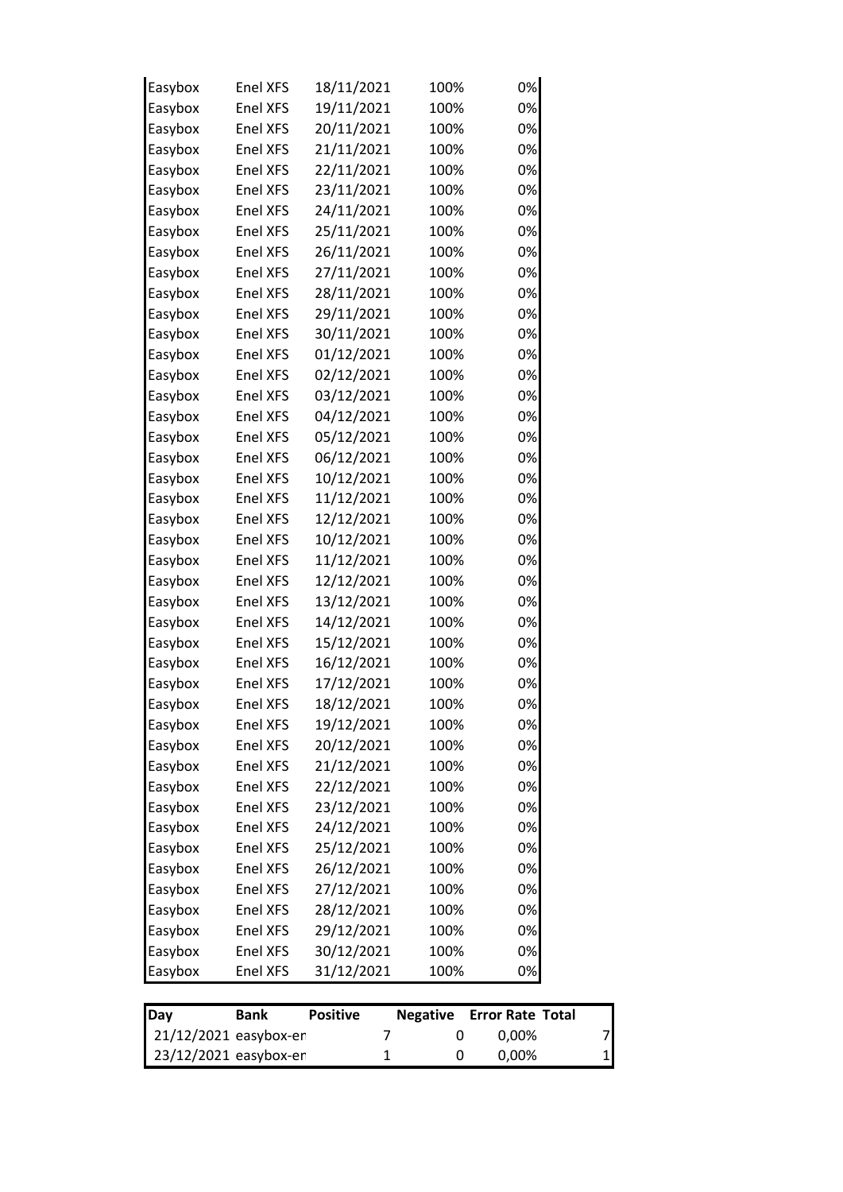| | | | | |
|---|---|---|---|---|
| Easybox | Enel XFS | 18/11/2021 | 100% | 0% |
| Easybox | Enel XFS | 19/11/2021 | 100% | 0% |
| Easybox | Enel XFS | 20/11/2021 | 100% | 0% |
| Easybox | Enel XFS | 21/11/2021 | 100% | 0% |
| Easybox | Enel XFS | 22/11/2021 | 100% | 0% |
| Easybox | Enel XFS | 23/11/2021 | 100% | 0% |
| Easybox | Enel XFS | 24/11/2021 | 100% | 0% |
| Easybox | Enel XFS | 25/11/2021 | 100% | 0% |
| Easybox | Enel XFS | 26/11/2021 | 100% | 0% |
| Easybox | Enel XFS | 27/11/2021 | 100% | 0% |
| Easybox | Enel XFS | 28/11/2021 | 100% | 0% |
| Easybox | Enel XFS | 29/11/2021 | 100% | 0% |
| Easybox | Enel XFS | 30/11/2021 | 100% | 0% |
| Easybox | Enel XFS | 01/12/2021 | 100% | 0% |
| Easybox | Enel XFS | 02/12/2021 | 100% | 0% |
| Easybox | Enel XFS | 03/12/2021 | 100% | 0% |
| Easybox | Enel XFS | 04/12/2021 | 100% | 0% |
| Easybox | Enel XFS | 05/12/2021 | 100% | 0% |
| Easybox | Enel XFS | 06/12/2021 | 100% | 0% |
| Easybox | Enel XFS | 10/12/2021 | 100% | 0% |
| Easybox | Enel XFS | 11/12/2021 | 100% | 0% |
| Easybox | Enel XFS | 12/12/2021 | 100% | 0% |
| Easybox | Enel XFS | 10/12/2021 | 100% | 0% |
| Easybox | Enel XFS | 11/12/2021 | 100% | 0% |
| Easybox | Enel XFS | 12/12/2021 | 100% | 0% |
| Easybox | Enel XFS | 13/12/2021 | 100% | 0% |
| Easybox | Enel XFS | 14/12/2021 | 100% | 0% |
| Easybox | Enel XFS | 15/12/2021 | 100% | 0% |
| Easybox | Enel XFS | 16/12/2021 | 100% | 0% |
| Easybox | Enel XFS | 17/12/2021 | 100% | 0% |
| Easybox | Enel XFS | 18/12/2021 | 100% | 0% |
| Easybox | Enel XFS | 19/12/2021 | 100% | 0% |
| Easybox | Enel XFS | 20/12/2021 | 100% | 0% |
| Easybox | Enel XFS | 21/12/2021 | 100% | 0% |
| Easybox | Enel XFS | 22/12/2021 | 100% | 0% |
| Easybox | Enel XFS | 23/12/2021 | 100% | 0% |
| Easybox | Enel XFS | 24/12/2021 | 100% | 0% |
| Easybox | Enel XFS | 25/12/2021 | 100% | 0% |
| Easybox | Enel XFS | 26/12/2021 | 100% | 0% |
| Easybox | Enel XFS | 27/12/2021 | 100% | 0% |
| Easybox | Enel XFS | 28/12/2021 | 100% | 0% |
| Easybox | Enel XFS | 29/12/2021 | 100% | 0% |
| Easybox | Enel XFS | 30/12/2021 | 100% | 0% |
| Easybox | Enel XFS | 31/12/2021 | 100% | 0% |

| Day | Bank | Positive | Negative | Error Rate | Total |
|---|---|---|---|---|---|
| 21/12/2021 | easybox-en | 7 | 0 | 0,00% | 7 |
| 23/12/2021 | easybox-en | 1 | 0 | 0,00% | 1 |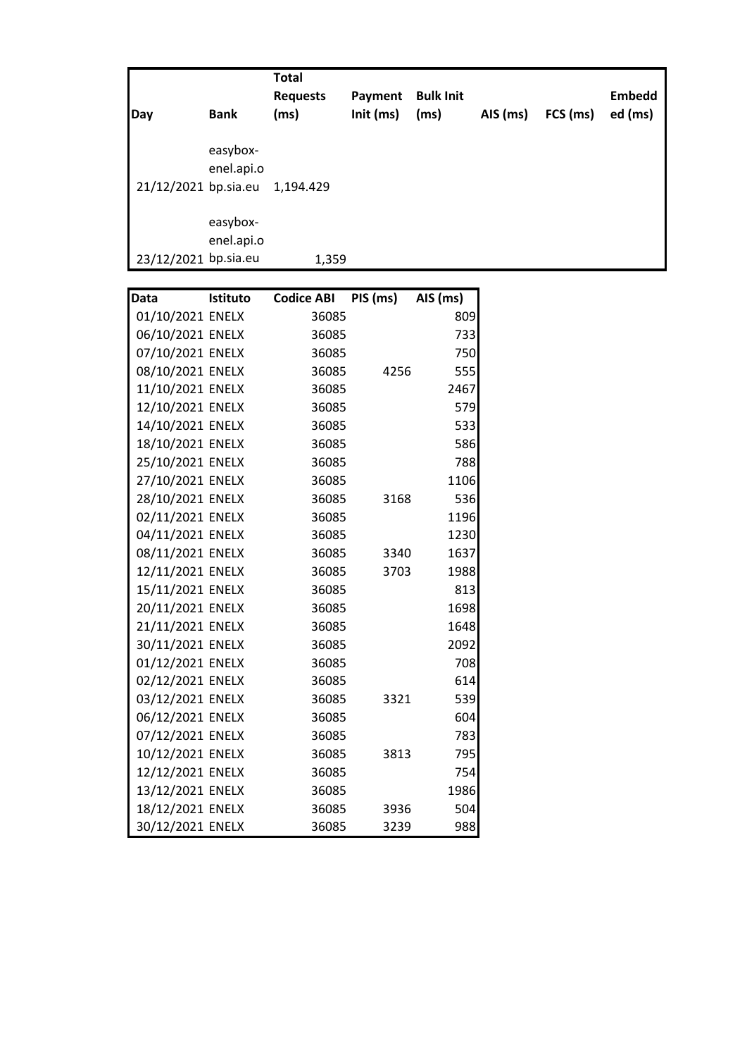| Day | Bank | Total Requests (ms) | Payment Init (ms) | Bulk Init (ms) | AIS (ms) | FCS (ms) | Embedded (ms) |
|---|---|---|---|---|---|---|---|
| 21/12/2021 | easybox-enel.api.obp.sia.eu | 1,194.429 | | | | | |
| 23/12/2021 | easybox-enel.api.obp.sia.eu | 1,359 | | | | | |

| Data | Istituto | Codice ABI | PIS (ms) | AIS (ms) |
|---|---|---|---|---|
| 01/10/2021 | ENELX | 36085 | | 809 |
| 06/10/2021 | ENELX | 36085 | | 733 |
| 07/10/2021 | ENELX | 36085 | | 750 |
| 08/10/2021 | ENELX | 36085 | 4256 | 555 |
| 11/10/2021 | ENELX | 36085 | | 2467 |
| 12/10/2021 | ENELX | 36085 | | 579 |
| 14/10/2021 | ENELX | 36085 | | 533 |
| 18/10/2021 | ENELX | 36085 | | 586 |
| 25/10/2021 | ENELX | 36085 | | 788 |
| 27/10/2021 | ENELX | 36085 | | 1106 |
| 28/10/2021 | ENELX | 36085 | 3168 | 536 |
| 02/11/2021 | ENELX | 36085 | | 1196 |
| 04/11/2021 | ENELX | 36085 | | 1230 |
| 08/11/2021 | ENELX | 36085 | 3340 | 1637 |
| 12/11/2021 | ENELX | 36085 | 3703 | 1988 |
| 15/11/2021 | ENELX | 36085 | | 813 |
| 20/11/2021 | ENELX | 36085 | | 1698 |
| 21/11/2021 | ENELX | 36085 | | 1648 |
| 30/11/2021 | ENELX | 36085 | | 2092 |
| 01/12/2021 | ENELX | 36085 | | 708 |
| 02/12/2021 | ENELX | 36085 | | 614 |
| 03/12/2021 | ENELX | 36085 | 3321 | 539 |
| 06/12/2021 | ENELX | 36085 | | 604 |
| 07/12/2021 | ENELX | 36085 | | 783 |
| 10/12/2021 | ENELX | 36085 | 3813 | 795 |
| 12/12/2021 | ENELX | 36085 | | 754 |
| 13/12/2021 | ENELX | 36085 | | 1986 |
| 18/12/2021 | ENELX | 36085 | 3936 | 504 |
| 30/12/2021 | ENELX | 36085 | 3239 | 988 |